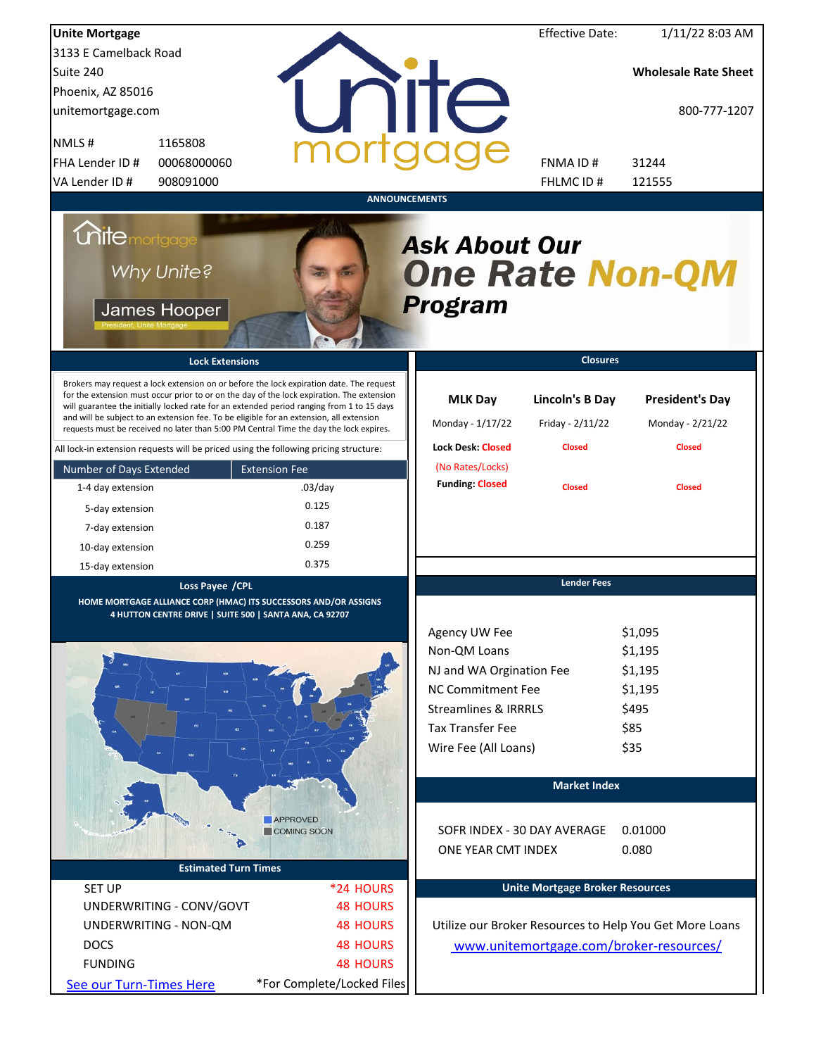**Unite Mortgage**
3133 E Camelback Road
Suite 240
Phoenix, AZ 85016
unitemortgage.com

| | |
|---|---|
| NMLS # | 1165808 |
| FHA Lender ID # | 00068000060 |
| VA Lender ID # | 908091000 |

Effective Date: 1/11/22 8:03 AM

**Wholesale Rate Sheet**

800-777-1207

| | |
|---|---|
| FNMA ID # | 31244 |
| FHLMC ID # | 121555 |

## ANNOUNCEMENTS

unite mortgage
Why Unite?
James Hooper
President, Unite Mortgage

***Ask About Our One Rate Non-QM Program***

## Lock Extensions

Brokers may request a lock extension on or before the lock expiration date. The request for the extension must occur prior to or on the day of the lock expiration. The extension will guarantee the initially locked rate for an extended period ranging from 1 to 15 days and will be subject to an extension fee. To be eligible for an extension, all extension requests must be received no later than 5:00 PM Central Time the day the lock expires.

All lock-in extension requests will be priced using the following pricing structure:

| Number of Days Extended | Extension Fee |
|---|---|
| 1-4 day extension | .03/day |
| 5-day extension | 0.125 |
| 7-day extension | 0.187 |
| 10-day extension | 0.259 |
| 15-day extension | 0.375 |

## Closures

| | MLK Day | Lincoln's B Day | President's Day |
|---|---|---|---|
| | Monday - 1/17/22 | Friday - 2/11/22 | Monday - 2/21/22 |
| Lock Desk: | Closed (No Rates/Locks) | Closed | Closed |
| Funding: | Closed | Closed | Closed |

## Loss Payee /CPL

HOME MORTGAGE ALLIANCE CORP (HMAC) ITS SUCCESSORS AND/OR ASSIGNS
4 HUTTON CENTRE DRIVE | SUITE 500 | SANTA ANA, CA 92707

APPROVED
COMING SOON

## Lender Fees

| | |
|---|---|
| Agency UW Fee | $1,095 |
| Non-QM Loans | $1,195 |
| NJ and WA Orgination Fee | $1,195 |
| NC Commitment Fee | $1,195 |
| Streamlines & IRRRLS | $495 |
| Tax Transfer Fee | $85 |
| Wire Fee (All Loans) | $35 |

## Market Index

| | |
|---|---|
| SOFR INDEX - 30 DAY AVERAGE | 0.01000 |
| ONE YEAR CMT INDEX | 0.080 |

## Estimated Turn Times

| | |
|---|---|
| SET UP | *24 HOURS |
| UNDERWRITING - CONV/GOVT | 48 HOURS |
| UNDERWRITING - NON-QM | 48 HOURS |
| DOCS | 48 HOURS |
| FUNDING | 48 HOURS |

See our Turn-Times Here

*For Complete/Locked Files

## Unite Mortgage Broker Resources

Utilize our Broker Resources to Help You Get More Loans

www.unitemortgage.com/broker-resources/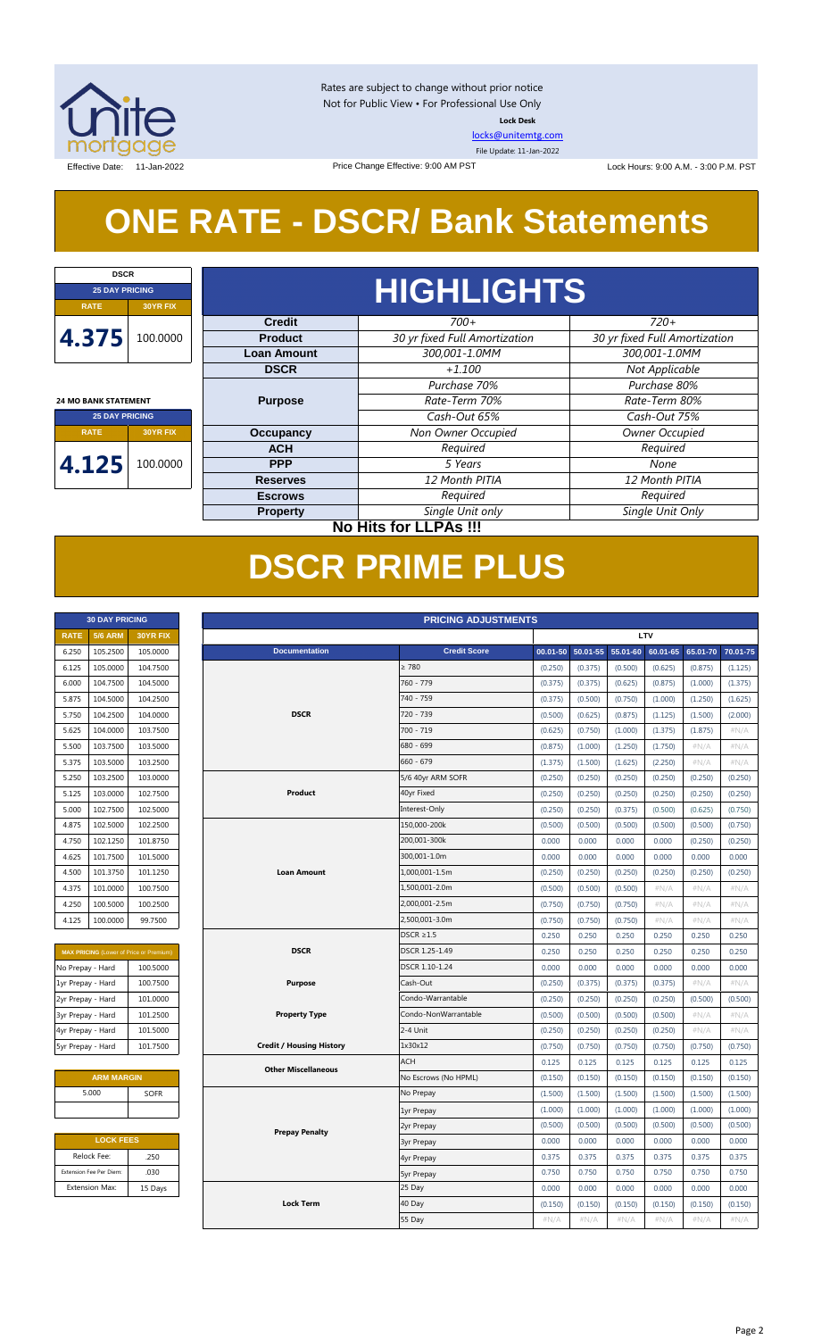Rates are subject to change without prior notice
Not for Public View • For Professional Use Only

**Lock Desk**

locks@unitemtg.com

File Update: 11-Jan-2022

Effective Date: 11-Jan-2022 Price Change Effective: 9:00 AM PST Lock Hours: 9:00 A.M. - 3:00 P.M. PST

# ONE RATE - DSCR/ Bank Statements

| DSCR | |
|---|---|
| 25 DAY PRICING | |
| RATE | 30YR FIX |
| 4.375 | 100.0000 |

| 24 MO BANK STATEMENT | |
|---|---|
| 25 DAY PRICING | |
| RATE | 30YR FIX |
| 4.125 | 100.0000 |

## HIGHLIGHTS

| | | |
|---|---|---|
| **Credit** | 700+ | 720+ |
| **Product** | 30 yr fixed Full Amortization | 30 yr fixed Full Amortization |
| **Loan Amount** | 300,001-1.0MM | 300,001-1.0MM |
| **DSCR** | +1.100 | Not Applicable |
| **Purpose** | Purchase 70% | Purchase 80% |
| | Rate-Term 70% | Rate-Term 80% |
| | Cash-Out 65% | Cash-Out 75% |
| **Occupancy** | Non Owner Occupied | Owner Occupied |
| **ACH** | Required | Required |
| **PPP** | 5 Years | None |
| **Reserves** | 12 Month PITIA | 12 Month PITIA |
| **Escrows** | Required | Required |
| **Property** | Single Unit only | Single Unit Only |

**No Hits for LLPAs !!!**

# DSCR PRIME PLUS

| 30 DAY PRICING | | |
|---|---|---|
| RATE | 5/6 ARM | 30YR FIX |
| 6.250 | 105.2500 | 105.0000 |
| 6.125 | 105.0000 | 104.7500 |
| 6.000 | 104.7500 | 104.5000 |
| 5.875 | 104.5000 | 104.2500 |
| 5.750 | 104.2500 | 104.0000 |
| 5.625 | 104.0000 | 103.7500 |
| 5.500 | 103.7500 | 103.5000 |
| 5.375 | 103.5000 | 103.2500 |
| 5.250 | 103.2500 | 103.0000 |
| 5.125 | 103.0000 | 102.7500 |
| 5.000 | 102.7500 | 102.5000 |
| 4.875 | 102.5000 | 102.2500 |
| 4.750 | 102.1250 | 101.8750 |
| 4.625 | 101.7500 | 101.5000 |
| 4.500 | 101.3750 | 101.1250 |
| 4.375 | 101.0000 | 100.7500 |
| 4.250 | 100.5000 | 100.2500 |
| 4.125 | 100.0000 | 99.7500 |

| MAX PRICING (Lower of Price or Premium) | |
|---|---|
| No Prepay - Hard | 100.5000 |
| 1yr Prepay - Hard | 100.7500 |
| 2yr Prepay - Hard | 101.0000 |
| 3yr Prepay - Hard | 101.2500 |
| 4yr Prepay - Hard | 101.5000 |
| 5yr Prepay - Hard | 101.7500 |

| ARM MARGIN | |
|---|---|
| 5.000 | SOFR |

| LOCK FEES | |
|---|---|
| Relock Fee: | .250 |
| Extension Fee Per Diem: | .030 |
| Extension Max: | 15 Days |

| PRICING ADJUSTMENTS | | | | | | | |
|---|---|---|---|---|---|---|---|
| | | LTV | | | | | |
| Documentation | Credit Score | 00.01-50 | 50.01-55 | 55.01-60 | 60.01-65 | 65.01-70 | 70.01-75 |
| DSCR | ≥ 780 | (0.250) | (0.375) | (0.500) | (0.625) | (0.875) | (1.125) |
| | 760 - 779 | (0.375) | (0.375) | (0.625) | (0.875) | (1.000) | (1.375) |
| | 740 - 759 | (0.375) | (0.500) | (0.750) | (1.000) | (1.250) | (1.625) |
| | 720 - 739 | (0.500) | (0.625) | (0.875) | (1.125) | (1.500) | (2.000) |
| | 700 - 719 | (0.625) | (0.750) | (1.000) | (1.375) | (1.875) | #N/A |
| | 680 - 699 | (0.875) | (1.000) | (1.250) | (1.750) | #N/A | #N/A |
| | 660 - 679 | (1.375) | (1.500) | (1.625) | (2.250) | #N/A | #N/A |
| Product | 5/6 40yr ARM SOFR | (0.250) | (0.250) | (0.250) | (0.250) | (0.250) | (0.250) |
| | 40yr Fixed | (0.250) | (0.250) | (0.250) | (0.250) | (0.250) | (0.250) |
| | Interest-Only | (0.250) | (0.250) | (0.375) | (0.500) | (0.625) | (0.750) |
| Loan Amount | 150,000-200k | (0.500) | (0.500) | (0.500) | (0.500) | (0.500) | (0.750) |
| | 200,001-300k | 0.000 | 0.000 | 0.000 | 0.000 | (0.250) | (0.250) |
| | 300,001-1.0m | 0.000 | 0.000 | 0.000 | 0.000 | 0.000 | 0.000 |
| | 1,000,001-1.5m | (0.250) | (0.250) | (0.250) | (0.250) | (0.250) | (0.250) |
| | 1,500,001-2.0m | (0.500) | (0.500) | (0.500) | #N/A | #N/A | #N/A |
| | 2,000,001-2.5m | (0.750) | (0.750) | (0.750) | #N/A | #N/A | #N/A |
| | 2,500,001-3.0m | (0.750) | (0.750) | (0.750) | #N/A | #N/A | #N/A |
| DSCR | DSCR ≥1.5 | 0.250 | 0.250 | 0.250 | 0.250 | 0.250 | 0.250 |
| | DSCR 1.25-1.49 | 0.250 | 0.250 | 0.250 | 0.250 | 0.250 | 0.250 |
| | DSCR 1.10-1.24 | 0.000 | 0.000 | 0.000 | 0.000 | 0.000 | 0.000 |
| Purpose | Cash-Out | (0.250) | (0.375) | (0.375) | (0.375) | #N/A | #N/A |
| Property Type | Condo-Warrantable | (0.250) | (0.250) | (0.250) | (0.250) | (0.500) | (0.500) |
| | Condo-NonWarrantable | (0.500) | (0.500) | (0.500) | (0.500) | #N/A | #N/A |
| | 2-4 Unit | (0.250) | (0.250) | (0.250) | (0.250) | #N/A | #N/A |
| Credit / Housing History | 1x30x12 | (0.750) | (0.750) | (0.750) | (0.750) | (0.750) | (0.750) |
| Other Miscellaneous | ACH | 0.125 | 0.125 | 0.125 | 0.125 | 0.125 | 0.125 |
| | No Escrows (No HPML) | (0.150) | (0.150) | (0.150) | (0.150) | (0.150) | (0.150) |
| Prepay Penalty | No Prepay | (1.500) | (1.500) | (1.500) | (1.500) | (1.500) | (1.500) |
| | 1yr Prepay | (1.000) | (1.000) | (1.000) | (1.000) | (1.000) | (1.000) |
| | 2yr Prepay | (0.500) | (0.500) | (0.500) | (0.500) | (0.500) | (0.500) |
| | 3yr Prepay | 0.000 | 0.000 | 0.000 | 0.000 | 0.000 | 0.000 |
| | 4yr Prepay | 0.375 | 0.375 | 0.375 | 0.375 | 0.375 | 0.375 |
| | 5yr Prepay | 0.750 | 0.750 | 0.750 | 0.750 | 0.750 | 0.750 |
| Lock Term | 25 Day | 0.000 | 0.000 | 0.000 | 0.000 | 0.000 | 0.000 |
| | 40 Day | (0.150) | (0.150) | (0.150) | (0.150) | (0.150) | (0.150) |
| | 55 Day | #N/A | #N/A | #N/A | #N/A | #N/A | #N/A |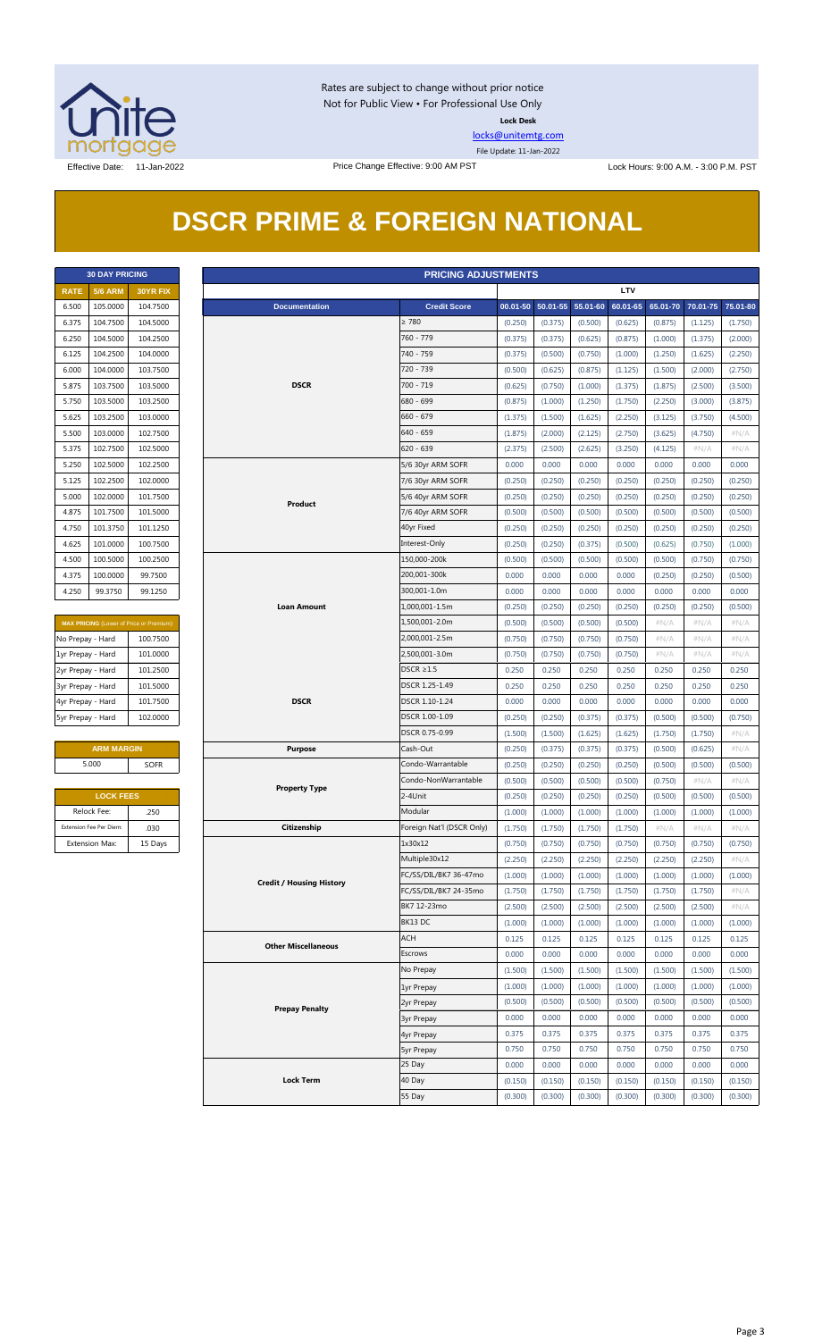Rates are subject to change without prior notice
Not for Public View • For Professional Use Only
**Lock Desk**
locks@unitemtg.com
File Update: 11-Jan-2022

Effective Date: 11-Jan-2022 | Price Change Effective: 9:00 AM PST | Lock Hours: 9:00 A.M. - 3:00 P.M. PST

# DSCR PRIME & FOREIGN NATIONAL

| 30 DAY PRICING | | |
|---|---|---|
| RATE | 5/6 ARM | 30YR FIX |
| 6.500 | 105.0000 | 104.7500 |
| 6.375 | 104.7500 | 104.5000 |
| 6.250 | 104.5000 | 104.2500 |
| 6.125 | 104.2500 | 104.0000 |
| 6.000 | 104.0000 | 103.7500 |
| 5.875 | 103.7500 | 103.5000 |
| 5.750 | 103.5000 | 103.2500 |
| 5.625 | 103.2500 | 103.0000 |
| 5.500 | 103.0000 | 102.7500 |
| 5.375 | 102.7500 | 102.5000 |
| 5.250 | 102.5000 | 102.2500 |
| 5.125 | 102.2500 | 102.0000 |
| 5.000 | 102.0000 | 101.7500 |
| 4.875 | 101.7500 | 101.5000 |
| 4.750 | 101.3750 | 101.1250 |
| 4.625 | 101.0000 | 100.7500 |
| 4.500 | 100.5000 | 100.2500 |
| 4.375 | 100.0000 | 99.7500 |
| 4.250 | 99.3750 | 99.1250 |

| MAX PRICING (Lower of Price or Premium) | |
|---|---|
| No Prepay - Hard | 100.7500 |
| 1yr Prepay - Hard | 101.0000 |
| 2yr Prepay - Hard | 101.2500 |
| 3yr Prepay - Hard | 101.5000 |
| 4yr Prepay - Hard | 101.7500 |
| 5yr Prepay - Hard | 102.0000 |

| ARM MARGIN | |
|---|---|
| 5.000 | SOFR |

| LOCK FEES | |
|---|---|
| Relock Fee: | .250 |
| Extension Fee Per Diem: | .030 |
| Extension Max: | 15 Days |

| PRICING ADJUSTMENTS | | | | | | | | |
|---|---|---|---|---|---|---|---|---|
| | | LTV | | | | | | |
| Documentation | Credit Score | 00.01-50 | 50.01-55 | 55.01-60 | 60.01-65 | 65.01-70 | 70.01-75 | 75.01-80 |
| DSCR | ≥ 780 | (0.250) | (0.375) | (0.500) | (0.625) | (0.875) | (1.125) | (1.750) |
| | 760 - 779 | (0.375) | (0.375) | (0.625) | (0.875) | (1.000) | (1.375) | (2.000) |
| | 740 - 759 | (0.375) | (0.500) | (0.750) | (1.000) | (1.250) | (1.625) | (2.250) |
| | 720 - 739 | (0.500) | (0.625) | (0.875) | (1.125) | (1.500) | (2.000) | (2.750) |
| | 700 - 719 | (0.625) | (0.750) | (1.000) | (1.375) | (1.875) | (2.500) | (3.500) |
| | 680 - 699 | (0.875) | (1.000) | (1.250) | (1.750) | (2.250) | (3.000) | (3.875) |
| | 660 - 679 | (1.375) | (1.500) | (1.625) | (2.250) | (3.125) | (3.750) | (4.500) |
| | 640 - 659 | (1.875) | (2.000) | (2.125) | (2.750) | (3.625) | (4.750) | #N/A |
| | 620 - 639 | (2.375) | (2.500) | (2.625) | (3.250) | (4.125) | #N/A | #N/A |
| Product | 5/6 30yr ARM SOFR | 0.000 | 0.000 | 0.000 | 0.000 | 0.000 | 0.000 | 0.000 |
| | 7/6 30yr ARM SOFR | (0.250) | (0.250) | (0.250) | (0.250) | (0.250) | (0.250) | (0.250) |
| | 5/6 40yr ARM SOFR | (0.250) | (0.250) | (0.250) | (0.250) | (0.250) | (0.250) | (0.250) |
| | 7/6 40yr ARM SOFR | (0.500) | (0.500) | (0.500) | (0.500) | (0.500) | (0.500) | (0.500) |
| | 40yr Fixed | (0.250) | (0.250) | (0.250) | (0.250) | (0.250) | (0.250) | (0.250) |
| | Interest-Only | (0.250) | (0.250) | (0.375) | (0.500) | (0.625) | (0.750) | (1.000) |
| Loan Amount | 150,000-200k | (0.500) | (0.500) | (0.500) | (0.500) | (0.500) | (0.750) | (0.750) |
| | 200,001-300k | 0.000 | 0.000 | 0.000 | 0.000 | (0.250) | (0.250) | (0.500) |
| | 300,001-1.0m | 0.000 | 0.000 | 0.000 | 0.000 | 0.000 | 0.000 | 0.000 |
| | 1,000,001-1.5m | (0.250) | (0.250) | (0.250) | (0.250) | (0.250) | (0.250) | (0.500) |
| | 1,500,001-2.0m | (0.500) | (0.500) | (0.500) | (0.500) | #N/A | #N/A | #N/A |
| | 2,000,001-2.5m | (0.750) | (0.750) | (0.750) | (0.750) | #N/A | #N/A | #N/A |
| | 2,500,001-3.0m | (0.750) | (0.750) | (0.750) | (0.750) | #N/A | #N/A | #N/A |
| DSCR | DSCR ≥1.5 | 0.250 | 0.250 | 0.250 | 0.250 | 0.250 | 0.250 | 0.250 |
| | DSCR 1.25-1.49 | 0.250 | 0.250 | 0.250 | 0.250 | 0.250 | 0.250 | 0.250 |
| | DSCR 1.10-1.24 | 0.000 | 0.000 | 0.000 | 0.000 | 0.000 | 0.000 | 0.000 |
| | DSCR 1.00-1.09 | (0.250) | (0.250) | (0.375) | (0.375) | (0.500) | (0.500) | (0.750) |
| | DSCR 0.75-0.99 | (1.500) | (1.500) | (1.625) | (1.625) | (1.750) | (1.750) | #N/A |
| Purpose | Cash-Out | (0.250) | (0.375) | (0.375) | (0.375) | (0.500) | (0.625) | #N/A |
| Property Type | Condo-Warrantable | (0.250) | (0.250) | (0.250) | (0.250) | (0.500) | (0.500) | (0.500) |
| | Condo-NonWarrantable | (0.500) | (0.500) | (0.500) | (0.500) | (0.750) | #N/A | #N/A |
| | 2-4Unit | (0.250) | (0.250) | (0.250) | (0.250) | (0.500) | (0.500) | (0.500) |
| | Modular | (1.000) | (1.000) | (1.000) | (1.000) | (1.000) | (1.000) | (1.000) |
| Citizenship | Foreign Nat'l (DSCR Only) | (1.750) | (1.750) | (1.750) | (1.750) | #N/A | #N/A | #N/A |
| Credit / Housing History | 1x30x12 | (0.750) | (0.750) | (0.750) | (0.750) | (0.750) | (0.750) | (0.750) |
| | Multiple30x12 | (2.250) | (2.250) | (2.250) | (2.250) | (2.250) | (2.250) | #N/A |
| | FC/SS/DIL/BK7 36-47mo | (1.000) | (1.000) | (1.000) | (1.000) | (1.000) | (1.000) | (1.000) |
| | FC/SS/DIL/BK7 24-35mo | (1.750) | (1.750) | (1.750) | (1.750) | (1.750) | (1.750) | #N/A |
| | BK7 12-23mo | (2.500) | (2.500) | (2.500) | (2.500) | (2.500) | (2.500) | #N/A |
| | BK13 DC | (1.000) | (1.000) | (1.000) | (1.000) | (1.000) | (1.000) | (1.000) |
| Other Miscellaneous | ACH | 0.125 | 0.125 | 0.125 | 0.125 | 0.125 | 0.125 | 0.125 |
| | Escrows | 0.000 | 0.000 | 0.000 | 0.000 | 0.000 | 0.000 | 0.000 |
| Prepay Penalty | No Prepay | (1.500) | (1.500) | (1.500) | (1.500) | (1.500) | (1.500) | (1.500) |
| | 1yr Prepay | (1.000) | (1.000) | (1.000) | (1.000) | (1.000) | (1.000) | (1.000) |
| | 2yr Prepay | (0.500) | (0.500) | (0.500) | (0.500) | (0.500) | (0.500) | (0.500) |
| | 3yr Prepay | 0.000 | 0.000 | 0.000 | 0.000 | 0.000 | 0.000 | 0.000 |
| | 4yr Prepay | 0.375 | 0.375 | 0.375 | 0.375 | 0.375 | 0.375 | 0.375 |
| | 5yr Prepay | 0.750 | 0.750 | 0.750 | 0.750 | 0.750 | 0.750 | 0.750 |
| Lock Term | 25 Day | 0.000 | 0.000 | 0.000 | 0.000 | 0.000 | 0.000 | 0.000 |
| | 40 Day | (0.150) | (0.150) | (0.150) | (0.150) | (0.150) | (0.150) | (0.150) |
| | 55 Day | (0.300) | (0.300) | (0.300) | (0.300) | (0.300) | (0.300) | (0.300) |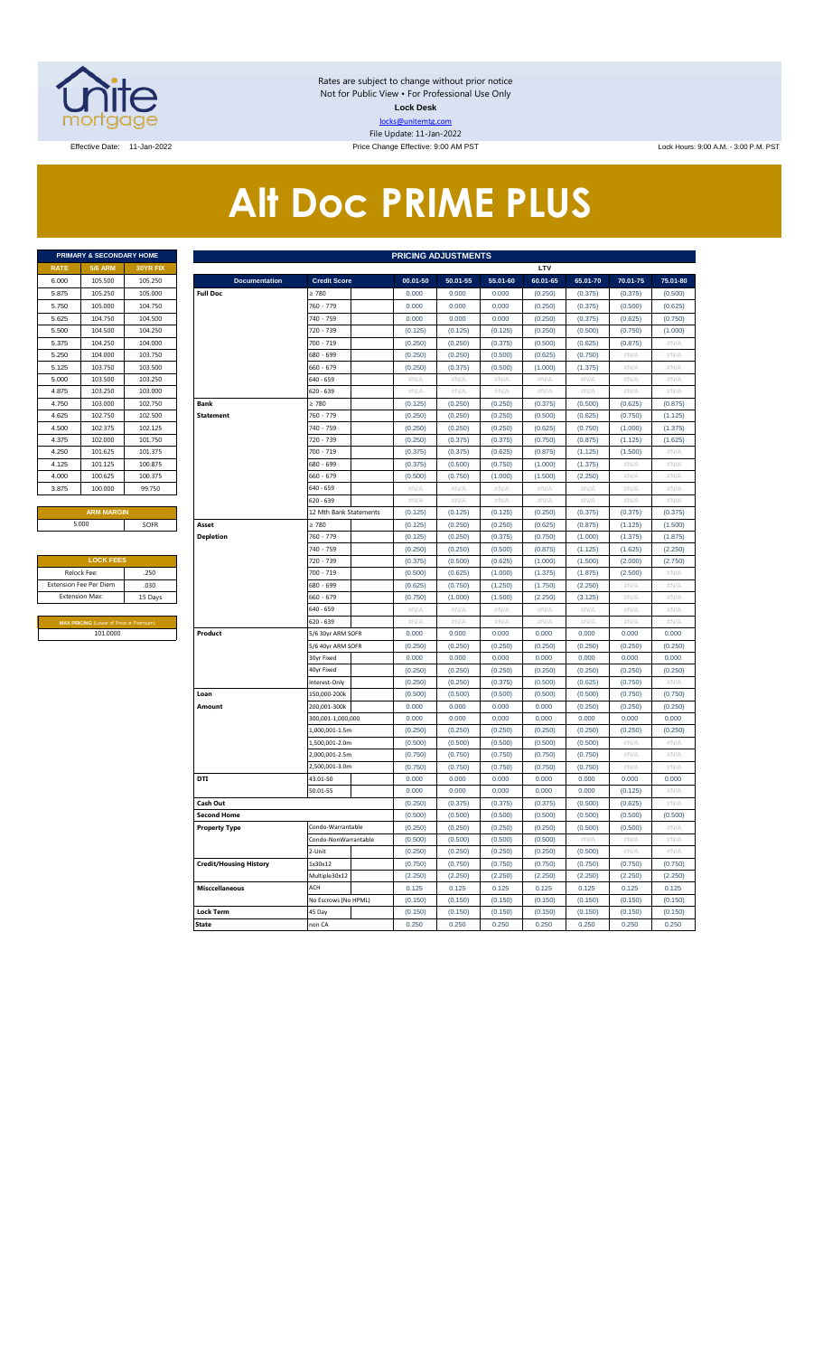Rates are subject to change without prior notice
Not for Public View • For Professional Use Only
**Lock Desk**
locks@unitemtg.com
File Update: 11-Jan-2022

Effective Date: 11-Jan-2022 | Price Change Effective: 9:00 AM PST | Lock Hours: 9:00 A.M. - 3:00 P.M. PST

# Alt Doc PRIME PLUS

| PRIMARY & SECONDARY HOME | | |
|---|---|---|
| **RATE** | **5/6 ARM** | **30YR FIX** |
| 6.000 | 105.500 | 105.250 |
| 5.875 | 105.250 | 105.000 |
| 5.750 | 105.000 | 104.750 |
| 5.625 | 104.750 | 104.500 |
| 5.500 | 104.500 | 104.250 |
| 5.375 | 104.250 | 104.000 |
| 5.250 | 104.000 | 103.750 |
| 5.125 | 103.750 | 103.500 |
| 5.000 | 103.500 | 103.250 |
| 4.875 | 103.250 | 103.000 |
| 4.750 | 103.000 | 102.750 |
| 4.625 | 102.750 | 102.500 |
| 4.500 | 102.375 | 102.125 |
| 4.375 | 102.000 | 101.750 |
| 4.250 | 101.625 | 101.375 |
| 4.125 | 101.125 | 100.875 |
| 4.000 | 100.625 | 100.375 |
| 3.875 | 100.000 | 99.750 |

| ARM MARGIN | |
|---|---|
| 5.000 | SOFR |

| LOCK FEES | |
|---|---|
| Relock Fee: | .250 |
| Extension Fee Per Diem | .030 |
| Extension Max: | 15 Days |

| MAX PRICING (Lower of Price or Premium) |
|---|
| 101.0000 |

| PRICING ADJUSTMENTS | | | | | | | | | |
|---|---|---|---|---|---|---|---|---|---|
| | | LTV | | | | | | | |
| **Documentation** | **Credit Score** | **00.01-50** | **50.01-55** | **55.01-60** | **60.01-65** | **65.01-70** | **70.01-75** | **75.01-80** |
| Full Doc | ≥ 780 | 0.000 | 0.000 | 0.000 | (0.250) | (0.375) | (0.375) | (0.500) |
| | 760 - 779 | 0.000 | 0.000 | 0.000 | (0.250) | (0.375) | (0.500) | (0.625) |
| | 740 - 759 | 0.000 | 0.000 | 0.000 | (0.250) | (0.375) | (0.625) | (0.750) |
| | 720 - 739 | (0.125) | (0.125) | (0.125) | (0.250) | (0.500) | (0.750) | (1.000) |
| | 700 - 719 | (0.250) | (0.250) | (0.375) | (0.500) | (0.625) | (0.875) | #N/A |
| | 680 - 699 | (0.250) | (0.250) | (0.500) | (0.625) | (0.750) | #N/A | #N/A |
| | 660 - 679 | (0.250) | (0.375) | (0.500) | (1.000) | (1.375) | #N/A | #N/A |
| | 640 - 659 | #N/A | #N/A | #N/A | #N/A | #N/A | #N/A | #N/A |
| | 620 - 639 | #N/A | #N/A | #N/A | #N/A | #N/A | #N/A | #N/A |
| Bank Statement | ≥ 780 | (0.125) | (0.250) | (0.250) | (0.375) | (0.500) | (0.625) | (0.875) |
| | 760 - 779 | (0.250) | (0.250) | (0.250) | (0.500) | (0.625) | (0.750) | (1.125) |
| | 740 - 759 | (0.250) | (0.250) | (0.250) | (0.625) | (0.750) | (1.000) | (1.375) |
| | 720 - 739 | (0.250) | (0.375) | (0.375) | (0.750) | (0.875) | (1.125) | (1.625) |
| | 700 - 719 | (0.375) | (0.375) | (0.625) | (0.875) | (1.125) | (1.500) | #N/A |
| | 680 - 699 | (0.375) | (0.500) | (0.750) | (1.000) | (1.375) | #N/A | #N/A |
| | 660 - 679 | (0.500) | (0.750) | (1.000) | (1.500) | (2.250) | #N/A | #N/A |
| | 640 - 659 | #N/A | #N/A | #N/A | #N/A | #N/A | #N/A | #N/A |
| | 620 - 639 | #N/A | #N/A | #N/A | #N/A | #N/A | #N/A | #N/A |
| | 12 Mth Bank Statements | (0.125) | (0.125) | (0.125) | (0.250) | (0.375) | (0.375) | (0.375) |
| Asset Depletion | ≥ 780 | (0.125) | (0.250) | (0.250) | (0.625) | (0.875) | (1.125) | (1.500) |
| | 760 - 779 | (0.125) | (0.250) | (0.375) | (0.750) | (1.000) | (1.375) | (1.875) |
| | 740 - 759 | (0.250) | (0.250) | (0.500) | (0.875) | (1.125) | (1.625) | (2.250) |
| | 720 - 739 | (0.375) | (0.500) | (0.625) | (1.000) | (1.500) | (2.000) | (2.750) |
| | 700 - 719 | (0.500) | (0.625) | (1.000) | (1.375) | (1.875) | (2.500) | #N/A |
| | 680 - 699 | (0.625) | (0.750) | (1.250) | (1.750) | (2.250) | #N/A | #N/A |
| | 660 - 679 | (0.750) | (1.000) | (1.500) | (2.250) | (3.125) | #N/A | #N/A |
| | 640 - 659 | #N/A | #N/A | #N/A | #N/A | #N/A | #N/A | #N/A |
| | 620 - 639 | #N/A | #N/A | #N/A | #N/A | #N/A | #N/A | #N/A |
| Product | 5/6 30yr ARM SOFR | 0.000 | 0.000 | 0.000 | 0.000 | 0.000 | 0.000 | 0.000 |
| | 5/6 40yr ARM SOFR | (0.250) | (0.250) | (0.250) | (0.250) | (0.250) | (0.250) | (0.250) |
| | 30yr Fixed | 0.000 | 0.000 | 0.000 | 0.000 | 0.000 | 0.000 | 0.000 |
| | 40yr Fixed | (0.250) | (0.250) | (0.250) | (0.250) | (0.250) | (0.250) | (0.250) |
| | Interest-Only | (0.250) | (0.250) | (0.375) | (0.500) | (0.625) | (0.750) | #N/A |
| Loan Amount | 150,000-200k | (0.500) | (0.500) | (0.500) | (0.500) | (0.500) | (0.750) | (0.750) |
| | 200,001-300k | 0.000 | 0.000 | 0.000 | 0.000 | (0.250) | (0.250) | (0.250) |
| | 300,001-1,000,000 | 0.000 | 0.000 | 0.000 | 0.000 | 0.000 | 0.000 | 0.000 |
| | 1,000,001-1.5m | (0.250) | (0.250) | (0.250) | (0.250) | (0.250) | (0.250) | (0.250) |
| | 1,500,001-2.0m | (0.500) | (0.500) | (0.500) | (0.500) | (0.500) | #N/A | #N/A |
| | 2,000,001-2.5m | (0.750) | (0.750) | (0.750) | (0.750) | (0.750) | #N/A | #N/A |
| | 2,500,001-3.0m | (0.750) | (0.750) | (0.750) | (0.750) | (0.750) | #N/A | #N/A |
| DTI | 43.01-50 | 0.000 | 0.000 | 0.000 | 0.000 | 0.000 | 0.000 | 0.000 |
| | 50.01-55 | 0.000 | 0.000 | 0.000 | 0.000 | 0.000 | (0.125) | #N/A |
| Cash Out | | (0.250) | (0.375) | (0.375) | (0.375) | (0.500) | (0.625) | #N/A |
| Second Home | | (0.500) | (0.500) | (0.500) | (0.500) | (0.500) | (0.500) | (0.500) |
| Property Type | Condo-Warrantable | (0.250) | (0.250) | (0.250) | (0.250) | (0.500) | (0.500) | #N/A |
| | Condo-NonWarrantable | (0.500) | (0.500) | (0.500) | (0.500) | #N/A | #N/A | #N/A |
| | 2-Unit | (0.250) | (0.250) | (0.250) | (0.250) | (0.500) | #N/A | #N/A |
| Credit/Housing History | 1x30x12 | (0.750) | (0.750) | (0.750) | (0.750) | (0.750) | (0.750) | (0.750) |
| | Multiple30x12 | (2.250) | (2.250) | (2.250) | (2.250) | (2.250) | (2.250) | (2.250) |
| Misccellaneous | ACH | 0.125 | 0.125 | 0.125 | 0.125 | 0.125 | 0.125 | 0.125 |
| | No Escrows (No HPML) | (0.150) | (0.150) | (0.150) | (0.150) | (0.150) | (0.150) | (0.150) |
| Lock Term | 45 Day | (0.150) | (0.150) | (0.150) | (0.150) | (0.150) | (0.150) | (0.150) |
| State | non CA | 0.250 | 0.250 | 0.250 | 0.250 | 0.250 | 0.250 | 0.250 |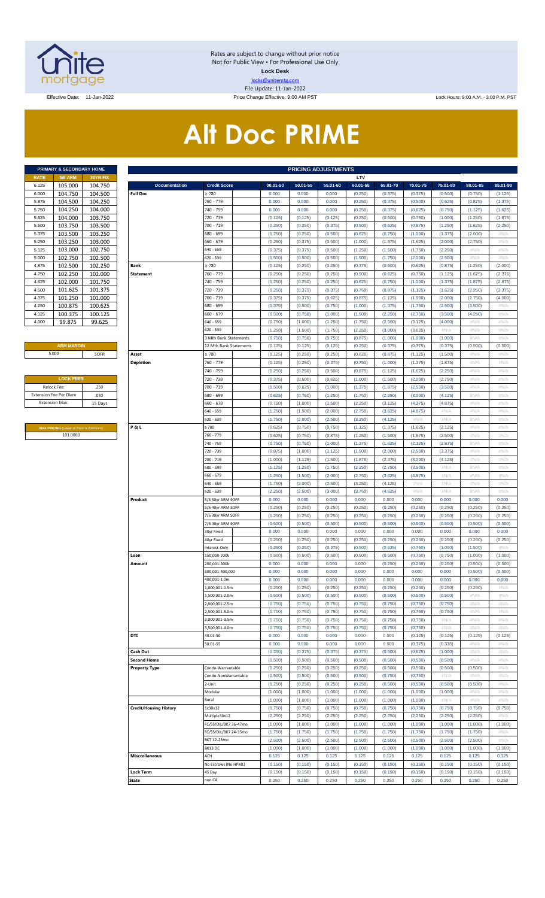Rates are subject to change without prior notice
Not for Public View • For Professional Use Only
**Lock Desk**
locks@unitemtg.com
File Update: 11-Jan-2022

Effective Date: 11-Jan-2022 | Price Change Effective: 9:00 AM PST | Lock Hours: 9:00 A.M. - 3:00 P.M. PST

# Alt Doc PRIME

| PRIMARY & SECONDARY HOME | | |
|---|---|---|
| **RATE** | **5/6 ARM** | **30YR FIX** |
| 6.125 | 105.000 | 104.750 |
| 6.000 | 104.750 | 104.500 |
| 5.875 | 104.500 | 104.250 |
| 5.750 | 104.250 | 104.000 |
| 5.625 | 104.000 | 103.750 |
| 5.500 | 103.750 | 103.500 |
| 5.375 | 103.500 | 103.250 |
| 5.250 | 103.250 | 103.000 |
| 5.125 | 103.000 | 102.750 |
| 5.000 | 102.750 | 102.500 |
| 4.875 | 102.500 | 102.250 |
| 4.750 | 102.250 | 102.000 |
| 4.625 | 102.000 | 101.750 |
| 4.500 | 101.625 | 101.375 |
| 4.375 | 101.250 | 101.000 |
| 4.250 | 100.875 | 100.625 |
| 4.125 | 100.375 | 100.125 |
| 4.000 | 99.875 | 99.625 |

| ARM MARGIN | |
|---|---|
| 5.000 | SOFR |

| LOCK FEES | |
|---|---|
| Relock Fee: | .250 |
| Extension Fee Per Diem | .030 |
| Extension Max: | 15 Days |

| MAX PRICING (Lower of Price or Premium) |
|---|
| 101.0000 |

| PRICING ADJUSTMENTS | | | | | | | | | | |
|---|---|---|---|---|---|---|---|---|---|---|
| | | LTV | | | | | | | | |
| **Documentation** | **Credit Score** | **00.01-50** | **50.01-55** | **55.01-60** | **60.01-65** | **65.01-70** | **70.01-75** | **75.01-80** | **80.01-85** | **85.01-90** |
| **Full Doc** | ≥ 780 | 0.000 | 0.000 | 0.000 | (0.250) | (0.375) | (0.375) | (0.500) | (0.750) | (1.125) |
| | 760 - 779 | 0.000 | 0.000 | 0.000 | (0.250) | (0.375) | (0.500) | (0.625) | (0.875) | (1.375) |
| | 740 - 759 | 0.000 | 0.000 | 0.000 | (0.250) | (0.375) | (0.625) | (0.750) | (1.125) | (1.625) |
| | 720 - 739 | (0.125) | (0.125) | (0.125) | (0.250) | (0.500) | (0.750) | (1.000) | (1.250) | (1.875) |
| | 700 - 719 | (0.250) | (0.250) | (0.375) | (0.500) | (0.625) | (0.875) | (1.250) | (1.625) | (2.250) |
| | 680 - 699 | (0.250) | (0.250) | (0.500) | (0.625) | (0.750) | (1.000) | (1.375) | (2.000) | #N/A |
| | 660 - 679 | (0.250) | (0.375) | (0.500) | (1.000) | (1.375) | (1.625) | (2.000) | (2.750) | #N/A |
| | 640 - 659 | (0.375) | (0.375) | (0.500) | (1.250) | (1.500) | (1.750) | (2.250) | #N/A | #N/A |
| | 620 - 639 | (0.500) | (0.500) | (0.500) | (1.500) | (1.750) | (2.000) | (2.500) | #N/A | #N/A |
| **Bank Statement** | ≥ 780 | (0.125) | (0.250) | (0.250) | (0.375) | (0.500) | (0.625) | (0.875) | (1.250) | (2.000) |
| | 760 - 779 | (0.250) | (0.250) | (0.250) | (0.500) | (0.625) | (0.750) | (1.125) | (1.625) | (2.375) |
| | 740 - 759 | (0.250) | (0.250) | (0.250) | (0.625) | (0.750) | (1.000) | (1.375) | (1.875) | (2.875) |
| | 720 - 739 | (0.250) | (0.375) | (0.375) | (0.750) | (0.875) | (1.125) | (1.625) | (2.250) | (3.375) |
| | 700 - 719 | (0.375) | (0.375) | (0.625) | (0.875) | (1.125) | (1.500) | (2.000) | (2.750) | (4.000) |
| | 680 - 699 | (0.375) | (0.500) | (0.750) | (1.000) | (1.375) | (1.750) | (2.500) | (3.500) | #N/A |
| | 660 - 679 | (0.500) | (0.750) | (1.000) | (1.500) | (2.250) | (2.750) | (3.500) | (4.250) | #N/A |
| | 640 - 659 | (0.750) | (1.000) | (1.250) | (1.750) | (2.500) | (3.125) | (4.000) | #N/A | #N/A |
| | 620 - 639 | (1.250) | (1.500) | (1.750) | (2.250) | (3.000) | (3.625) | #N/A | #N/A | #N/A |
| | 3 Mth Bank Statements | (0.750) | (0.750) | (0.750) | (0.875) | (1.000) | (1.000) | (1.000) | #N/A | #N/A |
| | 12 Mth Bank Statements | (0.125) | (0.125) | (0.125) | (0.250) | (0.375) | (0.375) | (0.375) | (0.500) | (0.500) |
| **Asset Depletion** | ≥ 780 | (0.125) | (0.250) | (0.250) | (0.625) | (0.875) | (1.125) | (1.500) | #N/A | #N/A |
| | 760 - 779 | (0.125) | (0.250) | (0.375) | (0.750) | (1.000) | (1.375) | (1.875) | #N/A | #N/A |
| | 740 - 759 | (0.250) | (0.250) | (0.500) | (0.875) | (1.125) | (1.625) | (2.250) | #N/A | #N/A |
| | 720 - 739 | (0.375) | (0.500) | (0.625) | (1.000) | (1.500) | (2.000) | (2.750) | #N/A | #N/A |
| | 700 - 719 | (0.500) | (0.625) | (1.000) | (1.375) | (1.875) | (2.500) | (3.500) | #N/A | #N/A |
| | 680 - 699 | (0.625) | (0.750) | (1.250) | (1.750) | (2.250) | (3.000) | (4.125) | #N/A | #N/A |
| | 660 - 679 | (0.750) | (1.000) | (1.500) | (2.250) | (3.125) | (4.375) | (4.875) | #N/A | #N/A |
| | 640 - 659 | (1.250) | (1.500) | (2.000) | (2.750) | (3.625) | (4.875) | #N/A | #N/A | #N/A |
| | 620 - 639 | (1.750) | (2.000) | (2.500) | (3.250) | (4.125) | #N/A | #N/A | #N/A | #N/A |
| **P & L** | ≥ 780 | (0.625) | (0.750) | (0.750) | (1.125) | (1.375) | (1.625) | (2.125) | #N/A | #N/A |
| | 760 - 779 | (0.625) | (0.750) | (0.875) | (1.250) | (1.500) | (1.875) | (2.500) | #N/A | #N/A |
| | 740 - 759 | (0.750) | (0.750) | (1.000) | (1.375) | (1.625) | (2.125) | (2.875) | #N/A | #N/A |
| | 720 - 739 | (0.875) | (1.000) | (1.125) | (1.500) | (2.000) | (2.500) | (3.375) | #N/A | #N/A |
| | 700 - 719 | (1.000) | (1.125) | (1.500) | (1.875) | (2.375) | (3.000) | (4.125) | #N/A | #N/A |
| | 680 - 699 | (1.125) | (1.250) | (1.750) | (2.250) | (2.750) | (3.500) | #N/A | #N/A | #N/A |
| | 660 - 679 | (1.250) | (1.500) | (2.000) | (2.750) | (3.625) | (4.875) | #N/A | #N/A | #N/A |
| | 640 - 659 | (1.750) | (2.000) | (2.500) | (3.250) | (4.125) | #N/A | #N/A | #N/A | #N/A |
| | 620 - 639 | (2.250) | (2.500) | (3.000) | (3.750) | (4.625) | #N/A | #N/A | #N/A | #N/A |
| **Product** | 5/6 30yr ARM SOFR | 0.000 | 0.000 | 0.000 | 0.000 | 0.000 | 0.000 | 0.000 | 0.000 | 0.000 |
| | 5/6 40yr ARM SOFR | (0.250) | (0.250) | (0.250) | (0.250) | (0.250) | (0.250) | (0.250) | (0.250) | (0.250) |
| | 7/6 30yr ARM SOFR | (0.250) | (0.250) | (0.250) | (0.250) | (0.250) | (0.250) | (0.250) | (0.250) | (0.250) |
| | 7/6 40yr ARM SOFR | (0.500) | (0.500) | (0.500) | (0.500) | (0.500) | (0.500) | (0.500) | (0.500) | (0.500) |
| | 30yr Fixed | 0.000 | 0.000 | 0.000 | 0.000 | 0.000 | 0.000 | 0.000 | 0.000 | 0.000 |
| | 40yr Fixed | (0.250) | (0.250) | (0.250) | (0.250) | (0.250) | (0.250) | (0.250) | (0.250) | (0.250) |
| | Interest-Only | (0.250) | (0.250) | (0.375) | (0.500) | (0.625) | (0.750) | (1.000) | (1.500) | #N/A |
| **Loan Amount** | 150,000-200k | (0.500) | (0.500) | (0.500) | (0.500) | (0.500) | (0.750) | (0.750) | (1.000) | (1.000) |
| | 200,001-300k | 0.000 | 0.000 | 0.000 | 0.000 | (0.250) | (0.250) | (0.250) | (0.500) | (0.500) |
| | 300,001-400,000 | 0.000 | 0.000 | 0.000 | 0.000 | 0.000 | 0.000 | 0.000 | (0.500) | (0.500) |
| | 400,001-1.0m | 0.000 | 0.000 | 0.000 | 0.000 | 0.000 | 0.000 | 0.000 | 0.000 | 0.000 |
| | 1,000,001-1.5m | (0.250) | (0.250) | (0.250) | (0.250) | (0.250) | (0.250) | (0.250) | (0.250) | #N/A |
| | 1,500,001-2.0m | (0.500) | (0.500) | (0.500) | (0.500) | (0.500) | (0.500) | (0.500) | #N/A | #N/A |
| | 2,000,001-2.5m | (0.750) | (0.750) | (0.750) | (0.750) | (0.750) | (0.750) | (0.750) | #N/A | #N/A |
| | 2,500,001-3.0m | (0.750) | (0.750) | (0.750) | (0.750) | (0.750) | (0.750) | (0.750) | #N/A | #N/A |
| | 3,000,001-3.5m | (0.750) | (0.750) | (0.750) | (0.750) | (0.750) | (0.750) | #N/A | #N/A | #N/A |
| | 3,500,001-4.0m | (0.750) | (0.750) | (0.750) | (0.750) | (0.750) | (0.750) | #N/A | #N/A | #N/A |
| **DTI** | 43.01-50 | 0.000 | 0.000 | 0.000 | 0.000 | 0.000 | (0.125) | (0.125) | (0.125) | (0.125) |
| | 50.01-55 | 0.000 | 0.000 | 0.000 | 0.000 | 0.000 | (0.375) | (0.375) | #N/A | #N/A |
| **Cash Out** | | (0.250) | (0.375) | (0.375) | (0.375) | (0.500) | (0.625) | (1.000) | #N/A | #N/A |
| **Second Home** | | (0.500) | (0.500) | (0.500) | (0.500) | (0.500) | (0.500) | (0.500) | #N/A | #N/A |
| **Property Type** | Condo-Warrantable | (0.250) | (0.250) | (0.250) | (0.250) | (0.500) | (0.500) | (0.500) | (0.500) | #N/A |
| | Condo-NonWarrantable | (0.500) | (0.500) | (0.500) | (0.500) | (0.750) | (0.750) | #N/A | #N/A | #N/A |
| | 2-Unit | (0.250) | (0.250) | (0.250) | (0.250) | (0.500) | (0.500) | (0.500) | (0.500) | #N/A |
| | Modular | (1.000) | (1.000) | (1.000) | (1.000) | (1.000) | (1.000) | (1.000) | #N/A | #N/A |
| | Rural | (1.000) | (1.000) | (1.000) | (1.000) | (1.000) | (1.000) | #N/A | #N/A | #N/A |
| **Credit/Housing History** | 1x30x12 | (0.750) | (0.750) | (0.750) | (0.750) | (0.750) | (0.750) | (0.750) | (0.750) | (0.750) |
| | Multiple30x12 | (2.250) | (2.250) | (2.250) | (2.250) | (2.250) | (2.250) | (2.250) | (2.250) | #N/A |
| | FC/SS/DIL/BK7 36-47mo | (1.000) | (1.000) | (1.000) | (1.000) | (1.000) | (1.000) | (1.000) | (1.000) | (1.000) |
| | FC/SS/DIL/BK7 24-35mo | (1.750) | (1.750) | (1.750) | (1.750) | (1.750) | (1.750) | (1.750) | (1.750) | #N/A |
| | BK7 12-23mo | (2.500) | (2.500) | (2.500) | (2.500) | (2.500) | (2.500) | (2.500) | (2.500) | #N/A |
| | BK13 DC | (1.000) | (1.000) | (1.000) | (1.000) | (1.000) | (1.000) | (1.000) | (1.000) | (1.000) |
| **Misccellaneous** | ACH | 0.125 | 0.125 | 0.125 | 0.125 | 0.125 | 0.125 | 0.125 | 0.125 | 0.125 |
| | No Escrows (No HPML) | (0.150) | (0.150) | (0.150) | (0.150) | (0.150) | (0.150) | (0.150) | (0.150) | (0.150) |
| **Lock Term** | 45 Day | (0.150) | (0.150) | (0.150) | (0.150) | (0.150) | (0.150) | (0.150) | (0.150) | (0.150) |
| **State** | non CA | 0.250 | 0.250 | 0.250 | 0.250 | 0.250 | 0.250 | 0.250 | 0.250 | 0.250 |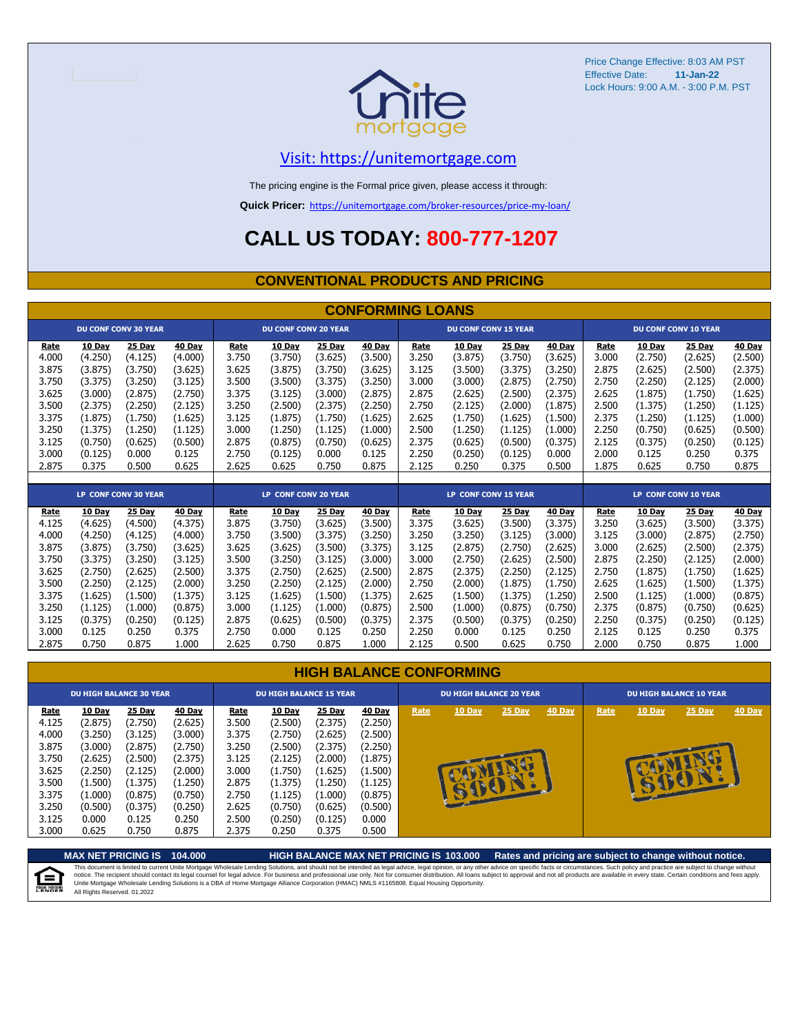Price Change Effective: 8:03 AM PST
Effective Date: **11-Jan-22**
Lock Hours: 9:00 A.M. - 3:00 P.M. PST

unite mortgage

Visit: https://unitemortgage.com

The pricing engine is the Formal price given, please access it through:

**Quick Pricer:** https://unitemortgage.com/broker-resources/price-my-loan/

# CALL US TODAY: 800-777-1207

## CONVENTIONAL PRODUCTS AND PRICING

### CONFORMING LOANS

| DU CONF CONV 30 YEAR | | | | DU CONF CONV 20 YEAR | | | | DU CONF CONV 15 YEAR | | | | DU CONF CONV 10 YEAR | | | |
|---|---|---|---|---|---|---|---|---|---|---|---|---|---|---|---|
| Rate | 10 Day | 25 Day | 40 Day | Rate | 10 Day | 25 Day | 40 Day | Rate | 10 Day | 25 Day | 40 Day | Rate | 10 Day | 25 Day | 40 Day |
| 4.000 | (4.250) | (4.125) | (4.000) | 3.750 | (3.750) | (3.625) | (3.500) | 3.250 | (3.875) | (3.750) | (3.625) | 3.000 | (2.750) | (2.625) | (2.500) |
| 3.875 | (3.875) | (3.750) | (3.625) | 3.625 | (3.875) | (3.750) | (3.625) | 3.125 | (3.500) | (3.375) | (3.250) | 2.875 | (2.625) | (2.500) | (2.375) |
| 3.750 | (3.375) | (3.250) | (3.125) | 3.500 | (3.500) | (3.375) | (3.250) | 3.000 | (3.000) | (2.875) | (2.750) | 2.750 | (2.250) | (2.125) | (2.000) |
| 3.625 | (3.000) | (2.875) | (2.750) | 3.375 | (3.125) | (3.000) | (2.875) | 2.875 | (2.625) | (2.500) | (2.375) | 2.625 | (1.875) | (1.750) | (1.625) |
| 3.500 | (2.375) | (2.250) | (2.125) | 3.250 | (2.500) | (2.375) | (2.250) | 2.750 | (2.125) | (2.000) | (1.875) | 2.500 | (1.375) | (1.250) | (1.125) |
| 3.375 | (1.875) | (1.750) | (1.625) | 3.125 | (1.875) | (1.750) | (1.625) | 2.625 | (1.750) | (1.625) | (1.500) | 2.375 | (1.250) | (1.125) | (1.000) |
| 3.250 | (1.375) | (1.250) | (1.125) | 3.000 | (1.250) | (1.125) | (1.000) | 2.500 | (1.250) | (1.125) | (1.000) | 2.250 | (0.750) | (0.625) | (0.500) |
| 3.125 | (0.750) | (0.625) | (0.500) | 2.875 | (0.875) | (0.750) | (0.625) | 2.375 | (0.625) | (0.500) | (0.375) | 2.125 | (0.375) | (0.250) | (0.125) |
| 3.000 | (0.125) | 0.000 | 0.125 | 2.750 | (0.125) | 0.000 | 0.125 | 2.250 | (0.250) | (0.125) | 0.000 | 2.000 | 0.125 | 0.250 | 0.375 |
| 2.875 | 0.375 | 0.500 | 0.625 | 2.625 | 0.625 | 0.750 | 0.875 | 2.125 | 0.250 | 0.375 | 0.500 | 1.875 | 0.625 | 0.750 | 0.875 |

| LP CONF CONV 30 YEAR | | | | LP CONF CONV 20 YEAR | | | | LP CONF CONV 15 YEAR | | | | LP CONF CONV 10 YEAR | | | |
|---|---|---|---|---|---|---|---|---|---|---|---|---|---|---|---|
| Rate | 10 Day | 25 Day | 40 Day | Rate | 10 Day | 25 Day | 40 Day | Rate | 10 Day | 25 Day | 40 Day | Rate | 10 Day | 25 Day | 40 Day |
| 4.125 | (4.625) | (4.500) | (4.375) | 3.875 | (3.750) | (3.625) | (3.500) | 3.375 | (3.625) | (3.500) | (3.375) | 3.250 | (3.625) | (3.500) | (3.375) |
| 4.000 | (4.250) | (4.125) | (4.000) | 3.750 | (3.500) | (3.375) | (3.250) | 3.250 | (3.250) | (3.125) | (3.000) | 3.125 | (3.000) | (2.875) | (2.750) |
| 3.875 | (3.875) | (3.750) | (3.625) | 3.625 | (3.625) | (3.500) | (3.375) | 3.125 | (2.875) | (2.750) | (2.625) | 3.000 | (2.625) | (2.500) | (2.375) |
| 3.750 | (3.375) | (3.250) | (3.125) | 3.500 | (3.250) | (3.125) | (3.000) | 3.000 | (2.750) | (2.625) | (2.500) | 2.875 | (2.250) | (2.125) | (2.000) |
| 3.625 | (2.750) | (2.625) | (2.500) | 3.375 | (2.750) | (2.625) | (2.500) | 2.875 | (2.375) | (2.250) | (2.125) | 2.750 | (1.875) | (1.750) | (1.625) |
| 3.500 | (2.250) | (2.125) | (2.000) | 3.250 | (2.250) | (2.125) | (2.000) | 2.750 | (2.000) | (1.875) | (1.750) | 2.625 | (1.625) | (1.500) | (1.375) |
| 3.375 | (1.625) | (1.500) | (1.375) | 3.125 | (1.625) | (1.500) | (1.375) | 2.625 | (1.500) | (1.375) | (1.250) | 2.500 | (1.125) | (1.000) | (0.875) |
| 3.250 | (1.125) | (1.000) | (0.875) | 3.000 | (1.125) | (1.000) | (0.875) | 2.500 | (1.000) | (0.875) | (0.750) | 2.375 | (0.875) | (0.750) | (0.625) |
| 3.125 | (0.375) | (0.250) | (0.125) | 2.875 | (0.625) | (0.500) | (0.375) | 2.375 | (0.500) | (0.375) | (0.250) | 2.250 | (0.375) | (0.250) | (0.125) |
| 3.000 | 0.125 | 0.250 | 0.375 | 2.750 | 0.000 | 0.125 | 0.250 | 2.250 | 0.000 | 0.125 | 0.250 | 2.125 | 0.125 | 0.250 | 0.375 |
| 2.875 | 0.750 | 0.875 | 1.000 | 2.625 | 0.750 | 0.875 | 1.000 | 2.125 | 0.500 | 0.625 | 0.750 | 2.000 | 0.750 | 0.875 | 1.000 |

### HIGH BALANCE CONFORMING

| DU HIGH BALANCE 30 YEAR | | | | DU HIGH BALANCE 15 YEAR | | | | DU HIGH BALANCE 20 YEAR | | | | DU HIGH BALANCE 10 YEAR | | | |
|---|---|---|---|---|---|---|---|---|---|---|---|---|---|---|---|
| Rate | 10 Day | 25 Day | 40 Day | Rate | 10 Day | 25 Day | 40 Day | Rate | 10 Day | 25 Day | 40 Day | Rate | 10 Day | 25 Day | 40 Day |
| 4.125 | (2.875) | (2.750) | (2.625) | 3.500 | (2.500) | (2.375) | (2.250) | COMING SOON! | | | | COMING SOON! | | | |
| 4.000 | (3.250) | (3.125) | (3.000) | 3.375 | (2.750) | (2.625) | (2.500) | | | | | | | | |
| 3.875 | (3.000) | (2.875) | (2.750) | 3.250 | (2.500) | (2.375) | (2.250) | | | | | | | | |
| 3.750 | (2.625) | (2.500) | (2.375) | 3.125 | (2.125) | (2.000) | (1.875) | | | | | | | | |
| 3.625 | (2.250) | (2.125) | (2.000) | 3.000 | (1.750) | (1.625) | (1.500) | | | | | | | | |
| 3.500 | (1.500) | (1.375) | (1.250) | 2.875 | (1.375) | (1.250) | (1.125) | | | | | | | | |
| 3.375 | (1.000) | (0.875) | (0.750) | 2.750 | (1.125) | (1.000) | (0.875) | | | | | | | | |
| 3.250 | (0.500) | (0.375) | (0.250) | 2.625 | (0.750) | (0.625) | (0.500) | | | | | | | | |
| 3.125 | 0.000 | 0.125 | 0.250 | 2.500 | (0.250) | (0.125) | 0.000 | | | | | | | | |
| 3.000 | 0.625 | 0.750 | 0.875 | 2.375 | 0.250 | 0.375 | 0.500 | | | | | | | | |

**MAX NET PRICING IS 104.000** **HIGH BALANCE MAX NET PRICING IS 103.000** **Rates and pricing are subject to change without notice.**

This document is limited to current Unite Mortgage Wholesale Lending Solutions, and should not be intended as legal advice, legal opinion, or any other advice on specific facts or circumstances. Such policy and practice are subject to change without notice. The recipient should contact its legal counsel for legal advice. For business and professional use only. Not for consumer distribution. All loans subject to approval and not all products are available in every state. Certain conditions and fees apply. Unite Mortgage Wholesale Lending Solutions is a DBA of Home Mortgage Alliance Corporation (HMAC) NMLS #1165808. Equal Housing Opportunity.
All Rights Reserved. 01.2022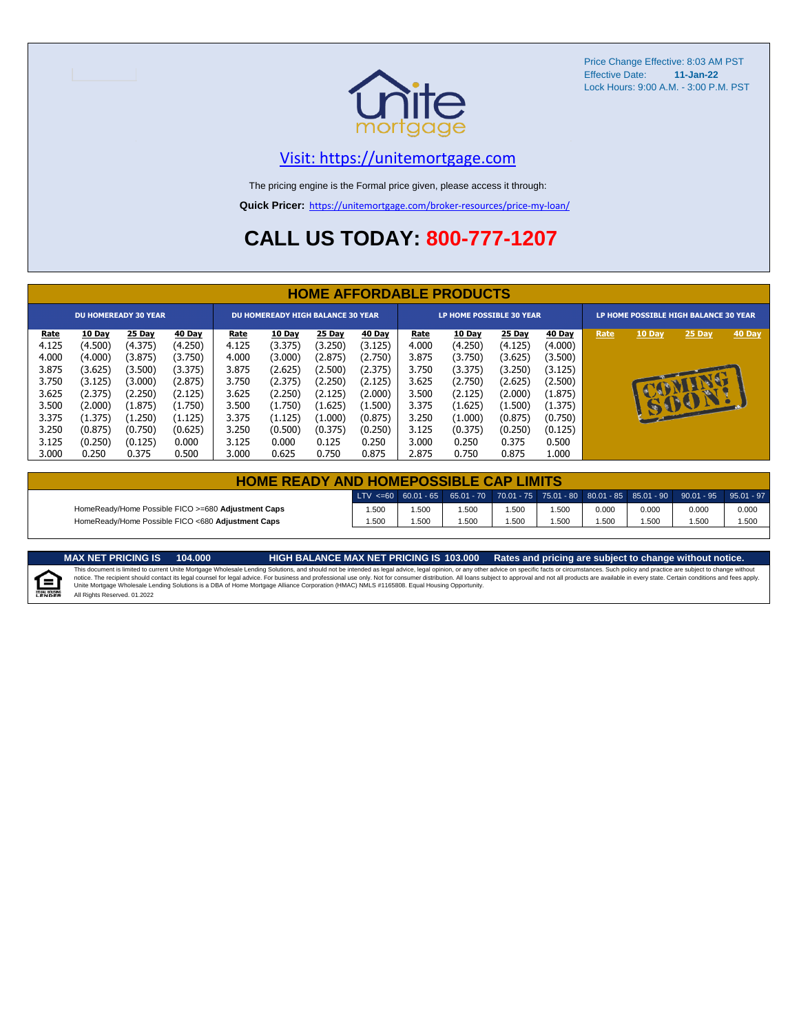Price Change Effective: 8:03 AM PST
Effective Date: **11-Jan-22**
Lock Hours: 9:00 A.M. - 3:00 P.M. PST

Visit: https://unitemortgage.com

The pricing engine is the Formal price given, please access it through:

**Quick Pricer:** https://unitemortgage.com/broker-resources/price-my-loan/

# CALL US TODAY: 800-777-1207

## HOME AFFORDABLE PRODUCTS

| DU HOMEREADY 30 YEAR | | | | DU HOMEREADY HIGH BALANCE 30 YEAR | | | | LP HOME POSSIBLE 30 YEAR | | | | LP HOME POSSIBLE HIGH BALANCE 30 YEAR | | | |
|---|---|---|---|---|---|---|---|---|---|---|---|---|---|---|---|
| Rate | 10 Day | 25 Day | 40 Day | Rate | 10 Day | 25 Day | 40 Day | Rate | 10 Day | 25 Day | 40 Day | Rate | 10 Day | 25 Day | 40 Day |
| 4.125 | (4.500) | (4.375) | (4.250) | 4.125 | (3.375) | (3.250) | (3.125) | 4.000 | (4.250) | (4.125) | (4.000) | COMING SOON! | | | |
| 4.000 | (4.000) | (3.875) | (3.750) | 4.000 | (3.000) | (2.875) | (2.750) | 3.875 | (3.750) | (3.625) | (3.500) | | | | |
| 3.875 | (3.625) | (3.500) | (3.375) | 3.875 | (2.625) | (2.500) | (2.375) | 3.750 | (3.375) | (3.250) | (3.125) | | | | |
| 3.750 | (3.125) | (3.000) | (2.875) | 3.750 | (2.375) | (2.250) | (2.125) | 3.625 | (2.750) | (2.625) | (2.500) | | | | |
| 3.625 | (2.375) | (2.250) | (2.125) | 3.625 | (2.250) | (2.125) | (2.000) | 3.500 | (2.125) | (2.000) | (1.875) | | | | |
| 3.500 | (2.000) | (1.875) | (1.750) | 3.500 | (1.750) | (1.625) | (1.500) | 3.375 | (1.625) | (1.500) | (1.375) | | | | |
| 3.375 | (1.375) | (1.250) | (1.125) | 3.375 | (1.125) | (1.000) | (0.875) | 3.250 | (1.000) | (0.875) | (0.750) | | | | |
| 3.250 | (0.875) | (0.750) | (0.625) | 3.250 | (0.500) | (0.375) | (0.250) | 3.125 | (0.375) | (0.250) | (0.125) | | | | |
| 3.125 | (0.250) | (0.125) | 0.000 | 3.125 | 0.000 | 0.125 | 0.250 | 3.000 | 0.250 | 0.375 | 0.500 | | | | |
| 3.000 | 0.250 | 0.375 | 0.500 | 3.000 | 0.625 | 0.750 | 0.875 | 2.875 | 0.750 | 0.875 | 1.000 | | | | |

## HOME READY AND HOMEPOSSIBLE CAP LIMITS

| | LTV <=60 | 60.01 - 65 | 65.01 - 70 | 70.01 - 75 | 75.01 - 80 | 80.01 - 85 | 85.01 - 90 | 90.01 - 95 | 95.01 - 97 |
|---|---|---|---|---|---|---|---|---|---|
| HomeReady/Home Possible FICO >=680 **Adjustment Caps** | 1.500 | 1.500 | 1.500 | 1.500 | 1.500 | 0.000 | 0.000 | 0.000 | 0.000 |
| HomeReady/Home Possible FICO <680 **Adjustment Caps** | 1.500 | 1.500 | 1.500 | 1.500 | 1.500 | 1.500 | 1.500 | 1.500 | 1.500 |

**MAX NET PRICING IS 104.000** **HIGH BALANCE MAX NET PRICING IS 103.000** **Rates and pricing are subject to change without notice.**

This document is limited to current Unite Mortgage Wholesale Lending Solutions, and should not be intended as legal advice, legal opinion, or any other advice on specific facts or circumstances. Such policy and practice are subject to change without notice. The recipient should contact its legal counsel for legal advice. For business and professional use only. Not for consumer distribution. All loans subject to approval and not all products are available in every state. Certain conditions and fees apply. Unite Mortgage Wholesale Lending Solutions is a DBA of Home Mortgage Alliance Corporation (HMAC) NMLS #1165808. Equal Housing Opportunity.
All Rights Reserved. 01.2022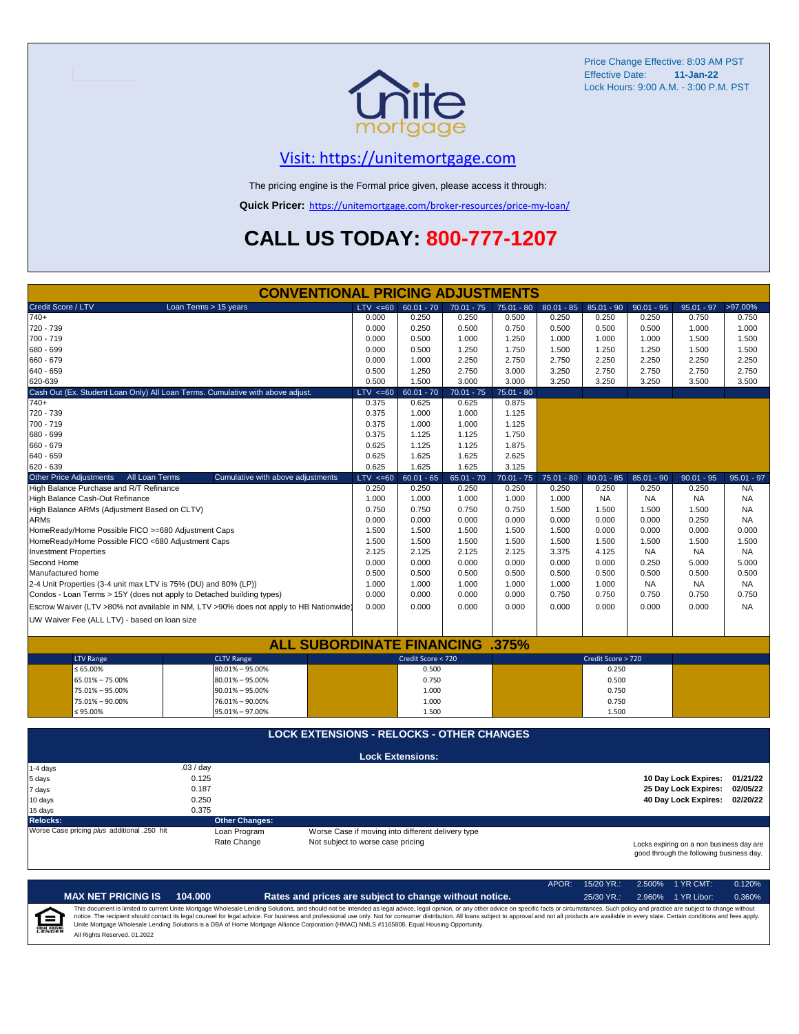Price Change Effective: 8:03 AM PST
Effective Date: **11-Jan-22**
Lock Hours: 9:00 A.M. - 3:00 P.M. PST

## Visit: https://unitemortgage.com

The pricing engine is the Formal price given, please access it through:

**Quick Pricer:** https://unitemortgage.com/broker-resources/price-my-loan/

# CALL US TODAY: 800-777-1207

## CONVENTIONAL PRICING ADJUSTMENTS

| Credit Score / LTV — Loan Terms > 15 years | LTV <=60 | 60.01 - 70 | 70.01 - 75 | 75.01 - 80 | 80.01 - 85 | 85.01 - 90 | 90.01 - 95 | 95.01 - 97 | >97.00% |
|---|---|---|---|---|---|---|---|---|---|
| 740+ | 0.000 | 0.250 | 0.250 | 0.500 | 0.250 | 0.250 | 0.250 | 0.750 | 0.750 |
| 720 - 739 | 0.000 | 0.250 | 0.500 | 0.750 | 0.500 | 0.500 | 0.500 | 1.000 | 1.000 |
| 700 - 719 | 0.000 | 0.500 | 1.000 | 1.250 | 1.000 | 1.000 | 1.000 | 1.500 | 1.500 |
| 680 - 699 | 0.000 | 0.500 | 1.250 | 1.750 | 1.500 | 1.250 | 1.250 | 1.500 | 1.500 |
| 660 - 679 | 0.000 | 1.000 | 2.250 | 2.750 | 2.750 | 2.250 | 2.250 | 2.250 | 2.250 |
| 640 - 659 | 0.500 | 1.250 | 2.750 | 3.000 | 3.250 | 2.750 | 2.750 | 2.750 | 2.750 |
| 620-639 | 0.500 | 1.500 | 3.000 | 3.000 | 3.250 | 3.250 | 3.250 | 3.500 | 3.500 |

| Cash Out (Ex. Student Loan Only) All Loan Terms. Cumulative with above adjust. | LTV <=60 | 60.01 - 70 | 70.01 - 75 | 75.01 - 80 |
|---|---|---|---|---|
| 740+ | 0.375 | 0.625 | 0.625 | 0.875 |
| 720 - 739 | 0.375 | 1.000 | 1.000 | 1.125 |
| 700 - 719 | 0.375 | 1.000 | 1.000 | 1.125 |
| 680 - 699 | 0.375 | 1.125 | 1.125 | 1.750 |
| 660 - 679 | 0.625 | 1.125 | 1.125 | 1.875 |
| 640 - 659 | 0.625 | 1.625 | 1.625 | 2.625 |
| 620 - 639 | 0.625 | 1.625 | 1.625 | 3.125 |

| Other Price Adjustments — All Loan Terms — Cumulative with above adjustments | LTV <=60 | 60.01 - 65 | 65.01 - 70 | 70.01 - 75 | 75.01 - 80 | 80.01 - 85 | 85.01 - 90 | 90.01 - 95 | 95.01 - 97 |
|---|---|---|---|---|---|---|---|---|---|
| High Balance Purchase and R/T Refinance | 0.250 | 0.250 | 0.250 | 0.250 | 0.250 | 0.250 | 0.250 | 0.250 | NA |
| High Balance Cash-Out Refinance | 1.000 | 1.000 | 1.000 | 1.000 | 1.000 | NA | NA | NA | NA |
| High Balance ARMs (Adjustment Based on CLTV) | 0.750 | 0.750 | 0.750 | 0.750 | 1.500 | 1.500 | 1.500 | 1.500 | NA |
| ARMs | 0.000 | 0.000 | 0.000 | 0.000 | 0.000 | 0.000 | 0.000 | 0.250 | NA |
| HomeReady/Home Possible FICO >=680 Adjustment Caps | 1.500 | 1.500 | 1.500 | 1.500 | 1.500 | 0.000 | 0.000 | 0.000 | 0.000 |
| HomeReady/Home Possible FICO <680 Adjustment Caps | 1.500 | 1.500 | 1.500 | 1.500 | 1.500 | 1.500 | 1.500 | 1.500 | 1.500 |
| Investment Properties | 2.125 | 2.125 | 2.125 | 2.125 | 3.375 | 4.125 | NA | NA | NA |
| Second Home | 0.000 | 0.000 | 0.000 | 0.000 | 0.000 | 0.000 | 0.250 | 5.000 | 5.000 |
| Manufactured home | 0.500 | 0.500 | 0.500 | 0.500 | 0.500 | 0.500 | 0.500 | 0.500 | 0.500 |
| 2-4 Unit Properties (3-4 unit max LTV is 75% (DU) and 80% (LP)) | 1.000 | 1.000 | 1.000 | 1.000 | 1.000 | 1.000 | NA | NA | NA |
| Condos - Loan Terms > 15Y (does not apply to Detached building types) | 0.000 | 0.000 | 0.000 | 0.000 | 0.750 | 0.750 | 0.750 | 0.750 | 0.750 |
| Escrow Waiver (LTV >80% not available in NM, LTV >90% does not apply to HB Nationwide) | 0.000 | 0.000 | 0.000 | 0.000 | 0.000 | 0.000 | 0.000 | 0.000 | NA |
| UW Waiver Fee (ALL LTV) - based on loan size | | | | | | | | | |

## ALL SUBORDINATE FINANCING .375%

| LTV Range | CLTV Range | Credit Score < 720 | Credit Score > 720 |
|---|---|---|---|
| ≤ 65.00% | 80.01% – 95.00% | 0.500 | 0.250 |
| 65.01% – 75.00% | 80.01% – 95.00% | 0.750 | 0.500 |
| 75.01% – 95.00% | 90.01% – 95.00% | 1.000 | 0.750 |
| 75.01% – 90.00% | 76.01% – 90.00% | 1.000 | 0.750 |
| ≤ 95.00% | 95.01% – 97.00% | 1.500 | 1.500 |

## LOCK EXTENSIONS - RELOCKS - OTHER CHANGES

### Lock Extensions:

| | |
|---|---|
| 1-4 days | .03 / day |
| 5 days | 0.125 |
| 7 days | 0.187 |
| 10 days | 0.250 |
| 15 days | 0.375 |

| | |
|---|---|
| 10 Day Lock Expires: | 01/21/22 |
| 25 Day Lock Expires: | 02/05/22 |
| 40 Day Lock Expires: | 02/20/22 |

**Relocks:** Worse Case pricing *plus* additional .250 hit

**Other Changes:**

| | |
|---|---|
| Loan Program | Worse Case if moving into different delivery type |
| Rate Change | Not subject to worse case pricing |

Locks expiring on a non business day are good through the following business day.

| APOR: | 15/20 YR.: | 2.500% | 1 YR CMT: | 0.120% |
|---|---|---|---|---|
| | 25/30 YR.: | 2.960% | 1 YR Libor: | 0.360% |

**MAX NET PRICING IS 104.000** — **Rates and prices are subject to change without notice.**

This document is limited to current Unite Mortgage Wholesale Lending Solutions, and should not be intended as legal advice, legal opinion, or any other advice on specific facts or circumstances. Such policy and practice are subject to change without notice. The recipient should contact its legal counsel for legal advice. For business and professional use only. Not for consumer distribution. All loans subject to approval and not all products are available in every state. Certain conditions and fees apply. Unite Mortgage Wholesale Lending Solutions is a DBA of Home Mortgage Alliance Corporation (HMAC) NMLS #1165808. Equal Housing Opportunity.

All Rights Reserved. 01.2022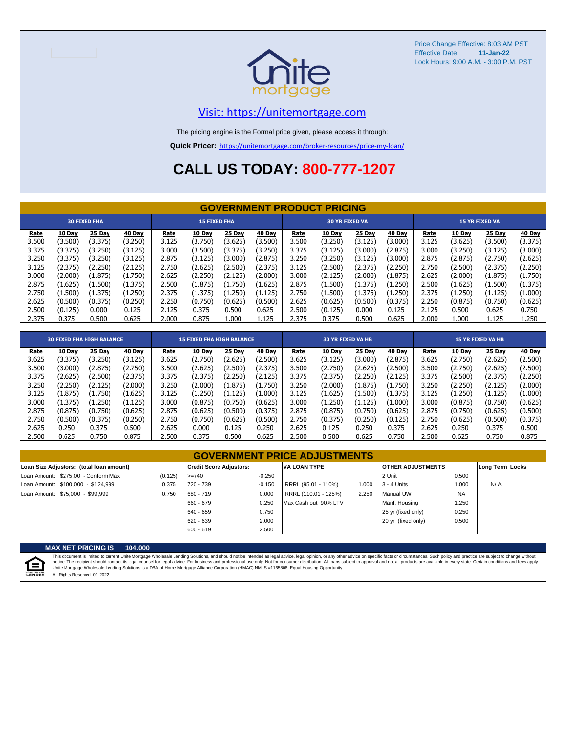Price Change Effective: 8:03 AM PST
Effective Date: **11-Jan-22**
Lock Hours: 9:00 A.M. - 3:00 P.M. PST

unite mortgage

## Visit: https://unitemortgage.com

The pricing engine is the Formal price given, please access it through:

**Quick Pricer:** https://unitemortgage.com/broker-resources/price-my-loan/

# CALL US TODAY: 800-777-1207

## GOVERNMENT PRODUCT PRICING

| 30 FIXED FHA | | | | 15 FIXED FHA | | | | 30 YR FIXED VA | | | | 15 YR FIXED VA | | | |
|---|---|---|---|---|---|---|---|---|---|---|---|---|---|---|---|
| Rate | 10 Day | 25 Day | 40 Day | Rate | 10 Day | 25 Day | 40 Day | Rate | 10 Day | 25 Day | 40 Day | Rate | 10 Day | 25 Day | 40 Day |
| 3.500 | (3.500) | (3.375) | (3.250) | 3.125 | (3.750) | (3.625) | (3.500) | 3.500 | (3.250) | (3.125) | (3.000) | 3.125 | (3.625) | (3.500) | (3.375) |
| 3.375 | (3.375) | (3.250) | (3.125) | 3.000 | (3.500) | (3.375) | (3.250) | 3.375 | (3.125) | (3.000) | (2.875) | 3.000 | (3.250) | (3.125) | (3.000) |
| 3.250 | (3.375) | (3.250) | (3.125) | 2.875 | (3.125) | (3.000) | (2.875) | 3.250 | (3.250) | (3.125) | (3.000) | 2.875 | (2.875) | (2.750) | (2.625) |
| 3.125 | (2.375) | (2.250) | (2.125) | 2.750 | (2.625) | (2.500) | (2.375) | 3.125 | (2.500) | (2.375) | (2.250) | 2.750 | (2.500) | (2.375) | (2.250) |
| 3.000 | (2.000) | (1.875) | (1.750) | 2.625 | (2.250) | (2.125) | (2.000) | 3.000 | (2.125) | (2.000) | (1.875) | 2.625 | (2.000) | (1.875) | (1.750) |
| 2.875 | (1.625) | (1.500) | (1.375) | 2.500 | (1.875) | (1.750) | (1.625) | 2.875 | (1.500) | (1.375) | (1.250) | 2.500 | (1.625) | (1.500) | (1.375) |
| 2.750 | (1.500) | (1.375) | (1.250) | 2.375 | (1.375) | (1.250) | (1.125) | 2.750 | (1.500) | (1.375) | (1.250) | 2.375 | (1.250) | (1.125) | (1.000) |
| 2.625 | (0.500) | (0.375) | (0.250) | 2.250 | (0.750) | (0.625) | (0.500) | 2.625 | (0.625) | (0.500) | (0.375) | 2.250 | (0.875) | (0.750) | (0.625) |
| 2.500 | (0.125) | 0.000 | 0.125 | 2.125 | 0.375 | 0.500 | 0.625 | 2.500 | (0.125) | 0.000 | 0.125 | 2.125 | 0.500 | 0.625 | 0.750 |
| 2.375 | 0.375 | 0.500 | 0.625 | 2.000 | 0.875 | 1.000 | 1.125 | 2.375 | 0.375 | 0.500 | 0.625 | 2.000 | 1.000 | 1.125 | 1.250 |

| 30 FIXED FHA HIGH BALANCE | | | | 15 FIXED FHA HIGH BALANCE | | | | 30 YR FIXED VA HB | | | | 15 YR FIXED VA HB | | | |
|---|---|---|---|---|---|---|---|---|---|---|---|---|---|---|---|
| Rate | 10 Day | 25 Day | 40 Day | Rate | 10 Day | 25 Day | 40 Day | Rate | 10 Day | 25 Day | 40 Day | Rate | 10 Day | 25 Day | 40 Day |
| 3.625 | (3.375) | (3.250) | (3.125) | 3.625 | (2.750) | (2.625) | (2.500) | 3.625 | (3.125) | (3.000) | (2.875) | 3.625 | (2.750) | (2.625) | (2.500) |
| 3.500 | (3.000) | (2.875) | (2.750) | 3.500 | (2.625) | (2.500) | (2.375) | 3.500 | (2.750) | (2.625) | (2.500) | 3.500 | (2.750) | (2.625) | (2.500) |
| 3.375 | (2.625) | (2.500) | (2.375) | 3.375 | (2.375) | (2.250) | (2.125) | 3.375 | (2.375) | (2.250) | (2.125) | 3.375 | (2.500) | (2.375) | (2.250) |
| 3.250 | (2.250) | (2.125) | (2.000) | 3.250 | (2.000) | (1.875) | (1.750) | 3.250 | (2.000) | (1.875) | (1.750) | 3.250 | (2.250) | (2.125) | (2.000) |
| 3.125 | (1.875) | (1.750) | (1.625) | 3.125 | (1.250) | (1.125) | (1.000) | 3.125 | (1.625) | (1.500) | (1.375) | 3.125 | (1.250) | (1.125) | (1.000) |
| 3.000 | (1.375) | (1.250) | (1.125) | 3.000 | (0.875) | (0.750) | (0.625) | 3.000 | (1.250) | (1.125) | (1.000) | 3.000 | (0.875) | (0.750) | (0.625) |
| 2.875 | (0.875) | (0.750) | (0.625) | 2.875 | (0.625) | (0.500) | (0.375) | 2.875 | (0.875) | (0.750) | (0.625) | 2.875 | (0.750) | (0.625) | (0.500) |
| 2.750 | (0.500) | (0.375) | (0.250) | 2.750 | (0.750) | (0.625) | (0.500) | 2.750 | (0.375) | (0.250) | (0.125) | 2.750 | (0.625) | (0.500) | (0.375) |
| 2.625 | 0.250 | 0.375 | 0.500 | 2.625 | 0.000 | 0.125 | 0.250 | 2.625 | 0.125 | 0.250 | 0.375 | 2.625 | 0.250 | 0.375 | 0.500 |
| 2.500 | 0.625 | 0.750 | 0.875 | 2.500 | 0.375 | 0.500 | 0.625 | 2.500 | 0.500 | 0.625 | 0.750 | 2.500 | 0.625 | 0.750 | 0.875 |

## GOVERNMENT PRICE ADJUSTMENTS

| Loan Size Adjustors: (total loan amount) | | Credit Score Adjustors: | | VA LOAN TYPE | | OTHER ADJUSTMENTS | | Long Term Locks |
|---|---|---|---|---|---|---|---|---|
| Loan Amount: $275,00 - Conform Max | (0.125) | >=740 | -0.250 | | | 2 Unit | 0.500 | |
| Loan Amount: $100,000 - $124,999 | 0.375 | 720 - 739 | -0.150 | IRRRL (95.01 - 110%) | 1.000 | 3 - 4 Units | 1.000 | N/A |
| Loan Amount: $75,000 - $99,999 | 0.750 | 680 - 719 | 0.000 | IRRRL (110.01 - 125%) | 2.250 | Manual UW | NA | |
| | | 660 - 679 | 0.250 | Max Cash out 90% LTV | | Manf. Housing | 1.250 | |
| | | 640 - 659 | 0.750 | | | 25 yr (fixed only) | 0.250 | |
| | | 620 - 639 | 2.000 | | | 20 yr (fixed only) | 0.500 | |
| | | 600 - 619 | 2.500 | | | | | |

**MAX NET PRICING IS 104.000**

This document is limited to current Unite Mortgage Wholesale Lending Solutions, and should not be intended as legal advice, legal opinion, or any other advice on specific facts or circumstances. Such policy and practice are subject to change without notice. The recipient should contact its legal counsel for legal advice. For business and professional use only. Not for consumer distribution. All loans subject to approval and not all products are available in every state. Certain conditions and fees apply. Unite Mortgage Wholesale Lending Solutions is a DBA of Home Mortgage Alliance Corporation (HMAC) NMLS #1165808. Equal Housing Opportunity.
All Rights Reserved. 01.2022